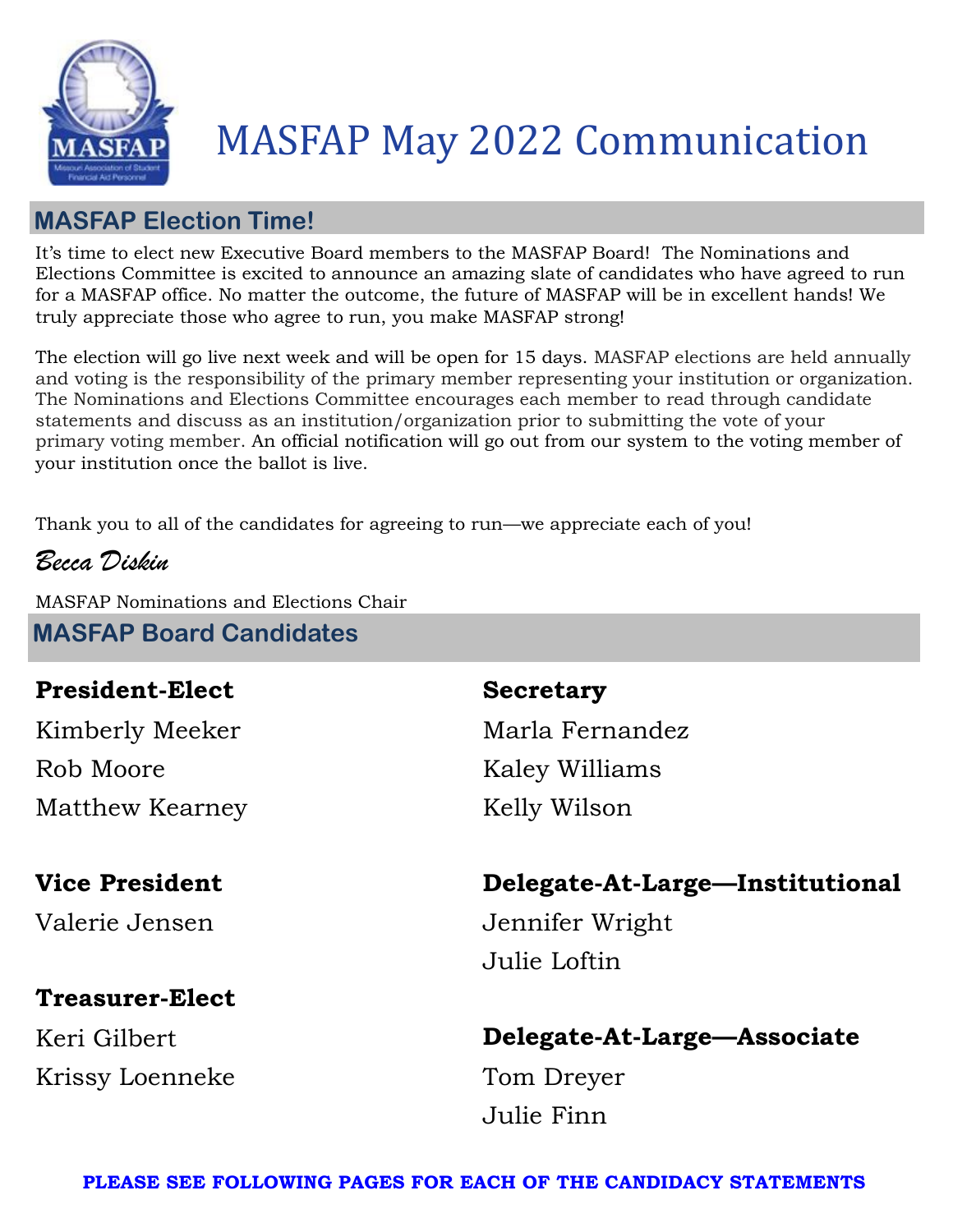# MASFAP May 2022 Communication

## MASFAP Election Time!

It's time to elect new Executive Board members to the MASFAP Board! The Nominations and Elections Committee is excited to announce an amazing slate of candidates who have agreed to run for a MASFAP office. No matter the outcome, the future of MASFAP will be in excellent hands! We truly appreciate those who agree to run, you make MASFAP strong!

The election will go live next week and will be open for 15 days. MASFAP elections are held annually and voting is the responsibility of the primary member representing your institution or organization. The Nominations and Elections Committee encourages each member to read through candidate statements and discuss as an institution/organization prior to submitting the vote of your primary voting member. An official notification will go out from our system to the voting member of your institution once the ballot is live.

Thank you to all of the candidates for agreeing to run—we appreciate each of you!

*Becca Diskin*

MASFAP Nominations and Elections Chair

## MASFAP Board Candidates

**President-Elect**

Kimberly Meeker

Rob Moore

Matthew Kearney

**Vice President**

Valerie Jensen

**Treasurer-Elect**

Keri Gilbert

Krissy Loenneke

**Secretary**

Marla Fernandez

Kaley Williams

Kelly Wilson

**Delegate-At-Large—Institutional**

Jennifer Wright

Julie Loftin

**Delegate-At-Large—Associate**

Tom Dreyer

Julie Finn

**PLEASE SEE FOLLOWING PAGES FOR EACH OF THE CANDIDACY STATEMENTS**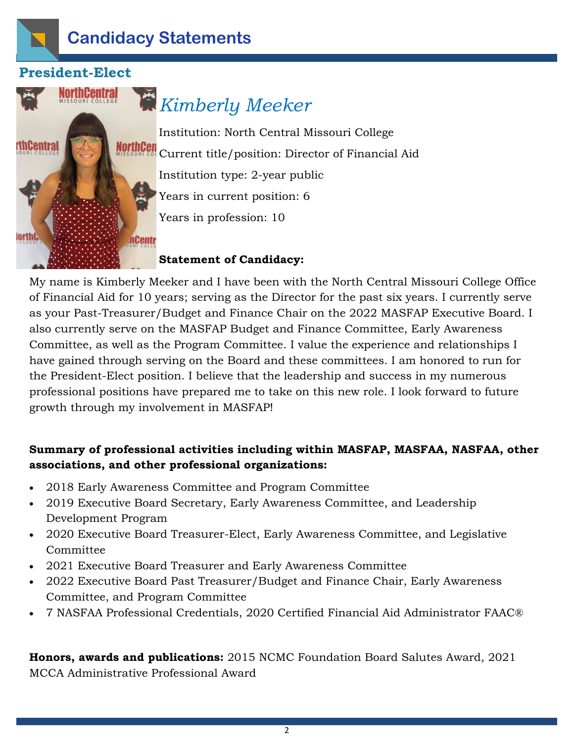# Candidacy Statements

## President-Elect

### *Kimberly Meeker*

Institution: North Central Missouri College

Current title/position: Director of Financial Aid

Institution type: 2-year public

Years in current position: 6

Years in profession: 10

**Statement of Candidacy:**

My name is Kimberly Meeker and I have been with the North Central Missouri College Office of Financial Aid for 10 years; serving as the Director for the past six years. I currently serve as your Past-Treasurer/Budget and Finance Chair on the 2022 MASFAP Executive Board. I also currently serve on the MASFAP Budget and Finance Committee, Early Awareness Committee, as well as the Program Committee. I value the experience and relationships I have gained through serving on the Board and these committees. I am honored to run for the President-Elect position. I believe that the leadership and success in my numerous professional positions have prepared me to take on this new role. I look forward to future growth through my involvement in MASFAP!

**Summary of professional activities including within MASFAP, MASFAA, NASFAA, other associations, and other professional organizations:**

- 2018 Early Awareness Committee and Program Committee
- 2019 Executive Board Secretary, Early Awareness Committee, and Leadership Development Program
- 2020 Executive Board Treasurer-Elect, Early Awareness Committee, and Legislative Committee
- 2021 Executive Board Treasurer and Early Awareness Committee
- 2022 Executive Board Past Treasurer/Budget and Finance Chair, Early Awareness Committee, and Program Committee
- 7 NASFAA Professional Credentials, 2020 Certified Financial Aid Administrator FAAC®

**Honors, awards and publications:** 2015 NCMC Foundation Board Salutes Award, 2021 MCCA Administrative Professional Award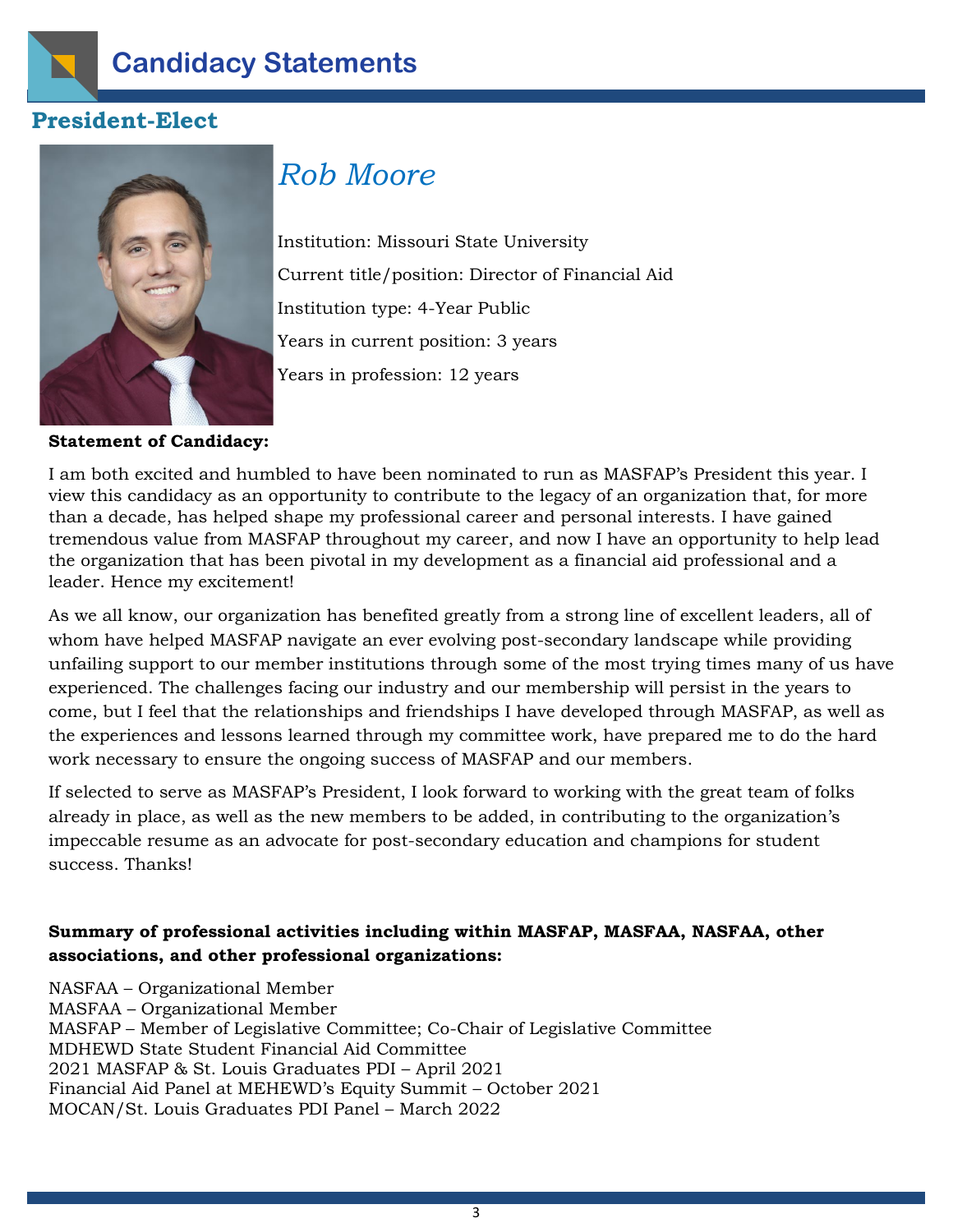# Candidacy Statements

## President-Elect

### *Rob Moore*

Institution: Missouri State University

Current title/position: Director of Financial Aid

Institution type: 4-Year Public

Years in current position: 3 years

Years in profession: 12 years

**Statement of Candidacy:**

I am both excited and humbled to have been nominated to run as MASFAP's President this year. I view this candidacy as an opportunity to contribute to the legacy of an organization that, for more than a decade, has helped shape my professional career and personal interests. I have gained tremendous value from MASFAP throughout my career, and now I have an opportunity to help lead the organization that has been pivotal in my development as a financial aid professional and a leader. Hence my excitement!

As we all know, our organization has benefited greatly from a strong line of excellent leaders, all of whom have helped MASFAP navigate an ever evolving post-secondary landscape while providing unfailing support to our member institutions through some of the most trying times many of us have experienced. The challenges facing our industry and our membership will persist in the years to come, but I feel that the relationships and friendships I have developed through MASFAP, as well as the experiences and lessons learned through my committee work, have prepared me to do the hard work necessary to ensure the ongoing success of MASFAP and our members.

If selected to serve as MASFAP's President, I look forward to working with the great team of folks already in place, as well as the new members to be added, in contributing to the organization's impeccable resume as an advocate for post-secondary education and champions for student success. Thanks!

**Summary of professional activities including within MASFAP, MASFAA, NASFAA, other associations, and other professional organizations:**

NASFAA – Organizational Member
MASFAA – Organizational Member
MASFAP – Member of Legislative Committee; Co-Chair of Legislative Committee
MDHEWD State Student Financial Aid Committee
2021 MASFAP & St. Louis Graduates PDI – April 2021
Financial Aid Panel at MEHEWD's Equity Summit – October 2021
MOCAN/St. Louis Graduates PDI Panel – March 2022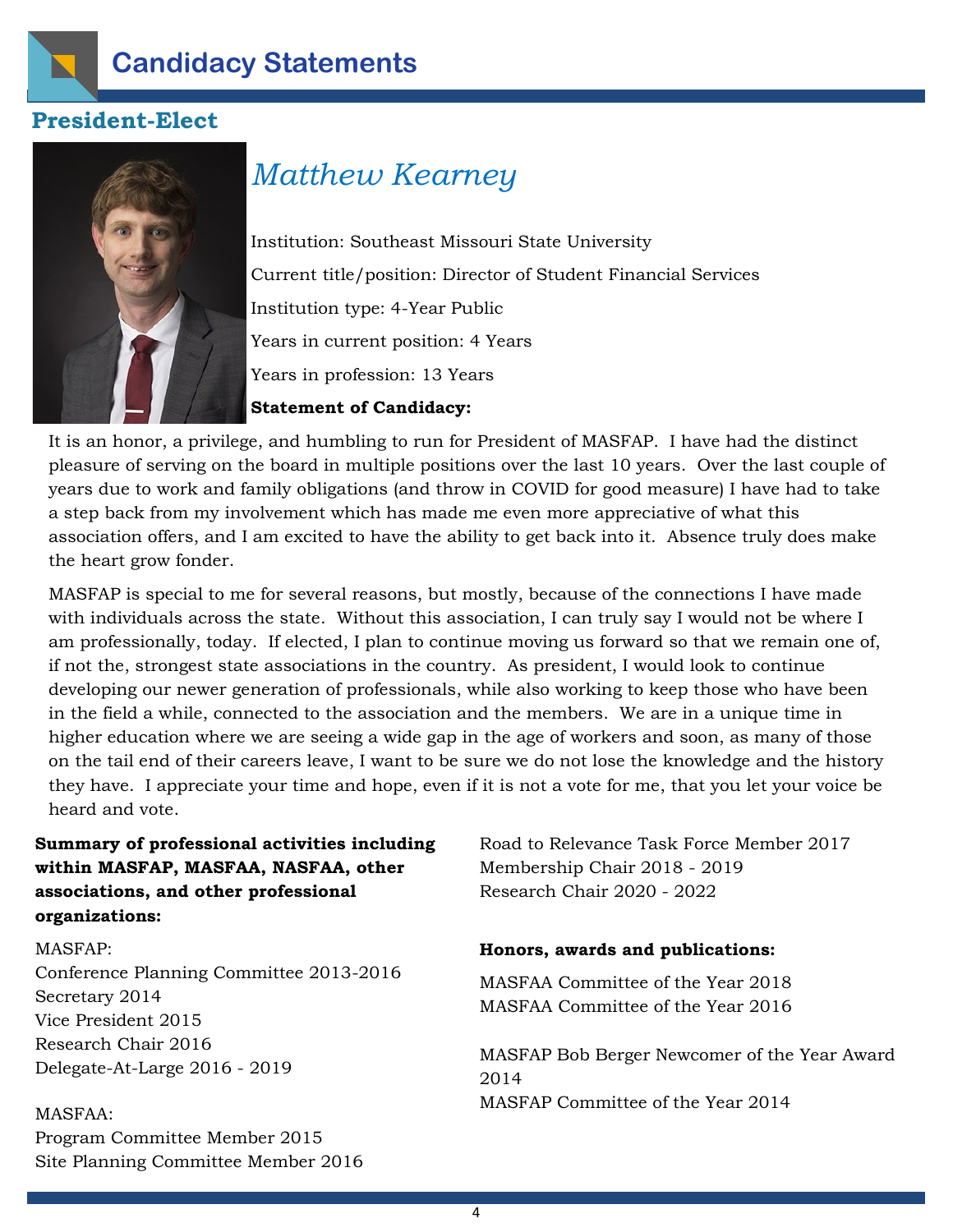# Candidacy Statements

## President-Elect

### *Matthew Kearney*

Institution: Southeast Missouri State University

Current title/position: Director of Student Financial Services

Institution type: 4-Year Public

Years in current position: 4 Years

Years in profession: 13 Years

**Statement of Candidacy:**

It is an honor, a privilege, and humbling to run for President of MASFAP. I have had the distinct pleasure of serving on the board in multiple positions over the last 10 years. Over the last couple of years due to work and family obligations (and throw in COVID for good measure) I have had to take a step back from my involvement which has made me even more appreciative of what this association offers, and I am excited to have the ability to get back into it. Absence truly does make the heart grow fonder.

MASFAP is special to me for several reasons, but mostly, because of the connections I have made with individuals across the state. Without this association, I can truly say I would not be where I am professionally, today. If elected, I plan to continue moving us forward so that we remain one of, if not the, strongest state associations in the country. As president, I would look to continue developing our newer generation of professionals, while also working to keep those who have been in the field a while, connected to the association and the members. We are in a unique time in higher education where we are seeing a wide gap in the age of workers and soon, as many of those on the tail end of their careers leave, I want to be sure we do not lose the knowledge and the history they have. I appreciate your time and hope, even if it is not a vote for me, that you let your voice be heard and vote.

**Summary of professional activities including within MASFAP, MASFAA, NASFAA, other associations, and other professional organizations:**

MASFAP:
Conference Planning Committee 2013-2016
Secretary 2014
Vice President 2015
Research Chair 2016
Delegate-At-Large 2016 - 2019

MASFAA:
Program Committee Member 2015
Site Planning Committee Member 2016
Road to Relevance Task Force Member 2017
Membership Chair 2018 - 2019
Research Chair 2020 - 2022

**Honors, awards and publications:**

MASFAA Committee of the Year 2018
MASFAA Committee of the Year 2016

MASFAP Bob Berger Newcomer of the Year Award 2014
MASFAP Committee of the Year 2014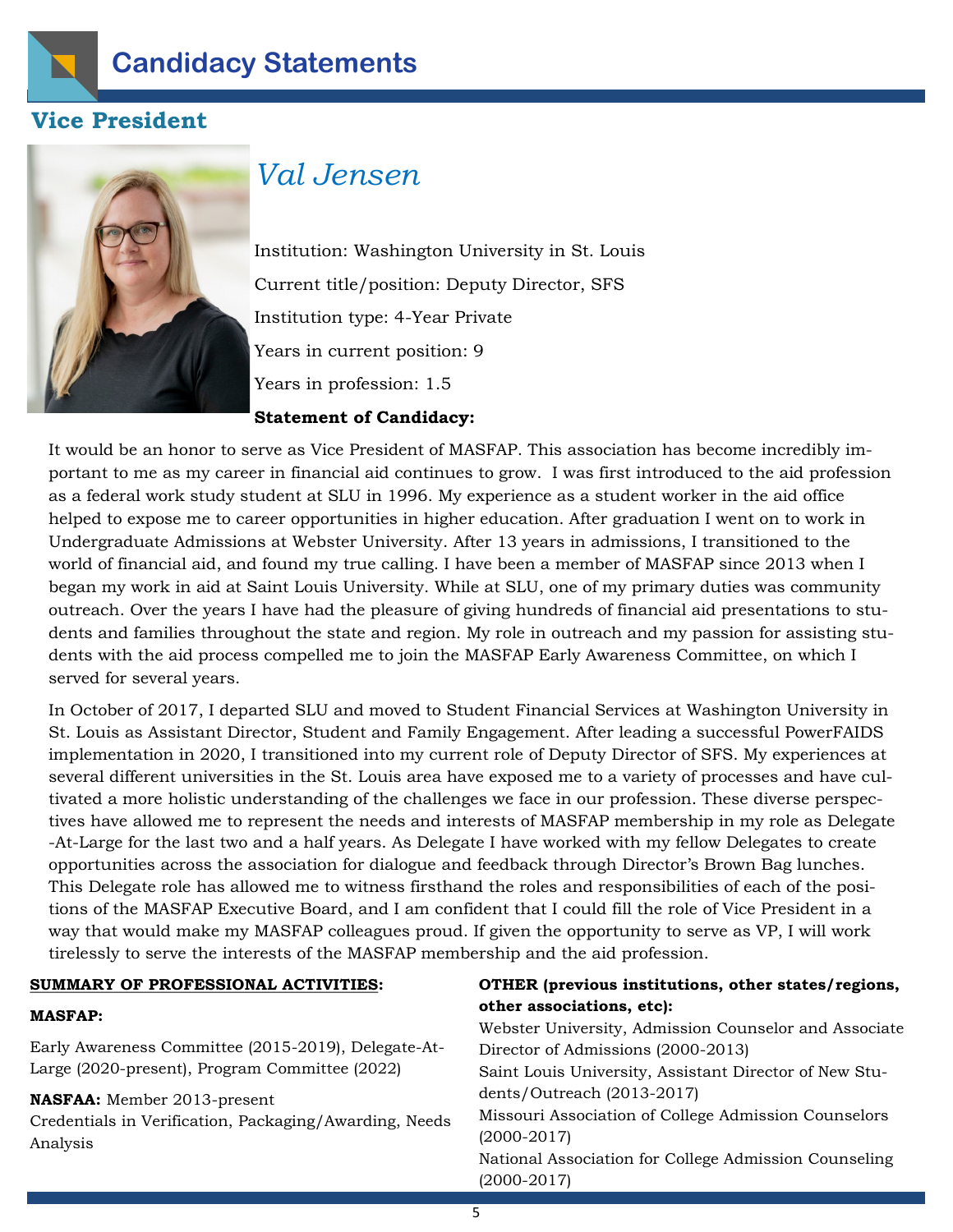# Candidacy Statements

## Vice President

### *Val Jensen*

Institution: Washington University in St. Louis

Current title/position: Deputy Director, SFS

Institution type: 4-Year Private

Years in current position: 9

Years in profession: 1.5

**Statement of Candidacy:**

It would be an honor to serve as Vice President of MASFAP. This association has become incredibly important to me as my career in financial aid continues to grow. I was first introduced to the aid profession as a federal work study student at SLU in 1996. My experience as a student worker in the aid office helped to expose me to career opportunities in higher education. After graduation I went on to work in Undergraduate Admissions at Webster University. After 13 years in admissions, I transitioned to the world of financial aid, and found my true calling. I have been a member of MASFAP since 2013 when I began my work in aid at Saint Louis University. While at SLU, one of my primary duties was community outreach. Over the years I have had the pleasure of giving hundreds of financial aid presentations to students and families throughout the state and region. My role in outreach and my passion for assisting students with the aid process compelled me to join the MASFAP Early Awareness Committee, on which I served for several years.

In October of 2017, I departed SLU and moved to Student Financial Services at Washington University in St. Louis as Assistant Director, Student and Family Engagement. After leading a successful PowerFAIDS implementation in 2020, I transitioned into my current role of Deputy Director of SFS. My experiences at several different universities in the St. Louis area have exposed me to a variety of processes and have cultivated a more holistic understanding of the challenges we face in our profession. These diverse perspectives have allowed me to represent the needs and interests of MASFAP membership in my role as Delegate-At-Large for the last two and a half years. As Delegate I have worked with my fellow Delegates to create opportunities across the association for dialogue and feedback through Director's Brown Bag lunches. This Delegate role has allowed me to witness firsthand the roles and responsibilities of each of the positions of the MASFAP Executive Board, and I am confident that I could fill the role of Vice President in a way that would make my MASFAP colleagues proud. If given the opportunity to serve as VP, I will work tirelessly to serve the interests of the MASFAP membership and the aid profession.

**SUMMARY OF PROFESSIONAL ACTIVITIES:**

**MASFAP:**

Early Awareness Committee (2015-2019), Delegate-At-Large (2020-present), Program Committee (2022)

**NASFAA:** Member 2013-present

Credentials in Verification, Packaging/Awarding, Needs Analysis

**OTHER (previous institutions, other states/regions, other associations, etc):**

Webster University, Admission Counselor and Associate Director of Admissions (2000-2013)

Saint Louis University, Assistant Director of New Students/Outreach (2013-2017)

Missouri Association of College Admission Counselors (2000-2017)

National Association for College Admission Counseling (2000-2017)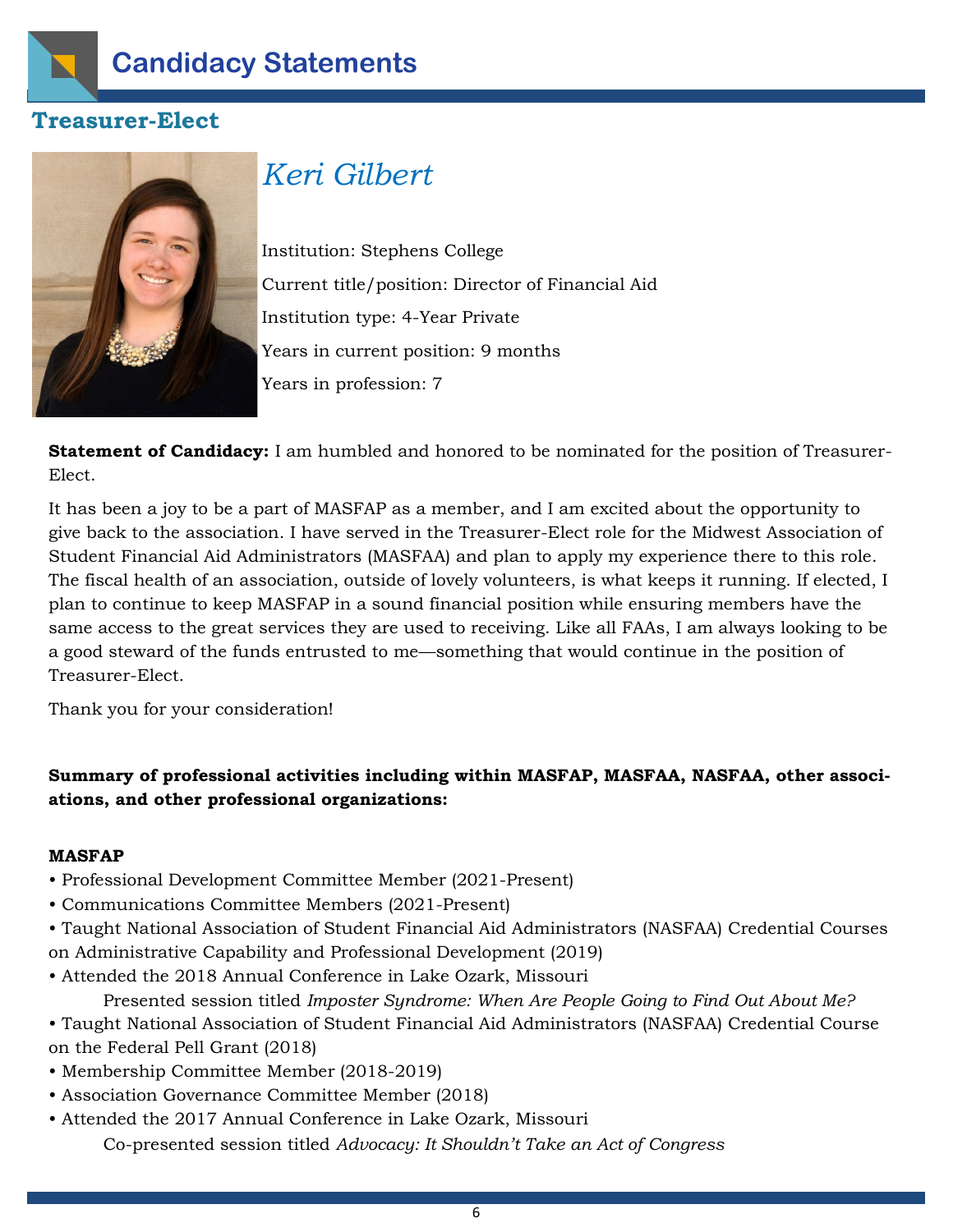# Candidacy Statements

## Treasurer-Elect

### *Keri Gilbert*

Institution: Stephens College

Current title/position: Director of Financial Aid

Institution type: 4-Year Private

Years in current position: 9 months

Years in profession: 7

**Statement of Candidacy:** I am humbled and honored to be nominated for the position of Treasurer-Elect.

It has been a joy to be a part of MASFAP as a member, and I am excited about the opportunity to give back to the association. I have served in the Treasurer-Elect role for the Midwest Association of Student Financial Aid Administrators (MASFAA) and plan to apply my experience there to this role. The fiscal health of an association, outside of lovely volunteers, is what keeps it running. If elected, I plan to continue to keep MASFAP in a sound financial position while ensuring members have the same access to the great services they are used to receiving. Like all FAAs, I am always looking to be a good steward of the funds entrusted to me—something that would continue in the position of Treasurer-Elect.

Thank you for your consideration!

**Summary of professional activities including within MASFAP, MASFAA, NASFAA, other associations, and other professional organizations:**

**MASFAP**

- Professional Development Committee Member (2021-Present)
- Communications Committee Members (2021-Present)
- Taught National Association of Student Financial Aid Administrators (NASFAA) Credential Courses on Administrative Capability and Professional Development (2019)
- Attended the 2018 Annual Conference in Lake Ozark, Missouri
  - Presented session titled *Imposter Syndrome: When Are People Going to Find Out About Me?*
- Taught National Association of Student Financial Aid Administrators (NASFAA) Credential Course on the Federal Pell Grant (2018)
- Membership Committee Member (2018-2019)
- Association Governance Committee Member (2018)
- Attended the 2017 Annual Conference in Lake Ozark, Missouri
  - Co-presented session titled *Advocacy: It Shouldn't Take an Act of Congress*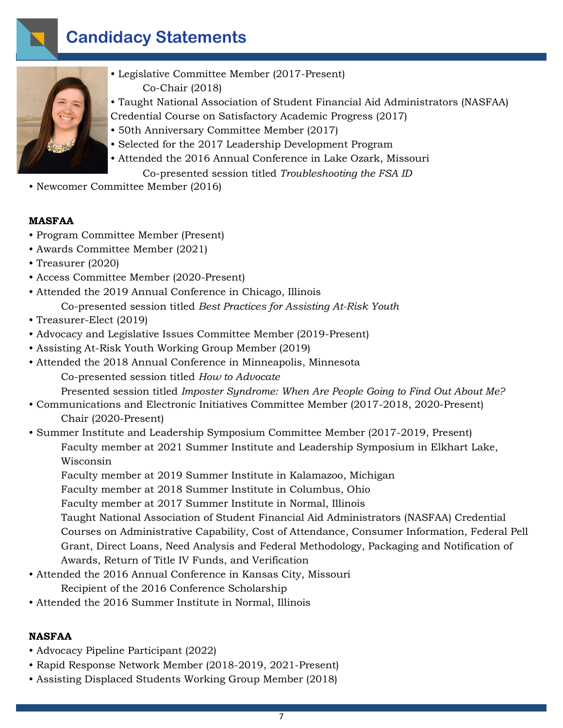# Candidacy Statements

- Legislative Committee Member (2017-Present)
  - Co-Chair (2018)
- Taught National Association of Student Financial Aid Administrators (NASFAA) Credential Course on Satisfactory Academic Progress (2017)
- 50th Anniversary Committee Member (2017)
- Selected for the 2017 Leadership Development Program
- Attended the 2016 Annual Conference in Lake Ozark, Missouri
  - Co-presented session titled *Troubleshooting the FSA ID*
- Newcomer Committee Member (2016)

**MASFAA**

- Program Committee Member (Present)
- Awards Committee Member (2021)
- Treasurer (2020)
- Access Committee Member (2020-Present)
- Attended the 2019 Annual Conference in Chicago, Illinois
  - Co-presented session titled *Best Practices for Assisting At-Risk Youth*
- Treasurer-Elect (2019)
- Advocacy and Legislative Issues Committee Member (2019-Present)
- Assisting At-Risk Youth Working Group Member (2019)
- Attended the 2018 Annual Conference in Minneapolis, Minnesota
  - Co-presented session titled *How to Advocate*
  - Presented session titled *Imposter Syndrome: When Are People Going to Find Out About Me?*
- Communications and Electronic Initiatives Committee Member (2017-2018, 2020-Present)
  - Chair (2020-Present)
- Summer Institute and Leadership Symposium Committee Member (2017-2019, Present)
  - Faculty member at 2021 Summer Institute and Leadership Symposium in Elkhart Lake, Wisconsin
  - Faculty member at 2019 Summer Institute in Kalamazoo, Michigan
  - Faculty member at 2018 Summer Institute in Columbus, Ohio
  - Faculty member at 2017 Summer Institute in Normal, Illinois
  - Taught National Association of Student Financial Aid Administrators (NASFAA) Credential Courses on Administrative Capability, Cost of Attendance, Consumer Information, Federal Pell Grant, Direct Loans, Need Analysis and Federal Methodology, Packaging and Notification of Awards, Return of Title IV Funds, and Verification
- Attended the 2016 Annual Conference in Kansas City, Missouri
  - Recipient of the 2016 Conference Scholarship
- Attended the 2016 Summer Institute in Normal, Illinois

**NASFAA**

- Advocacy Pipeline Participant (2022)
- Rapid Response Network Member (2018-2019, 2021-Present)
- Assisting Displaced Students Working Group Member (2018)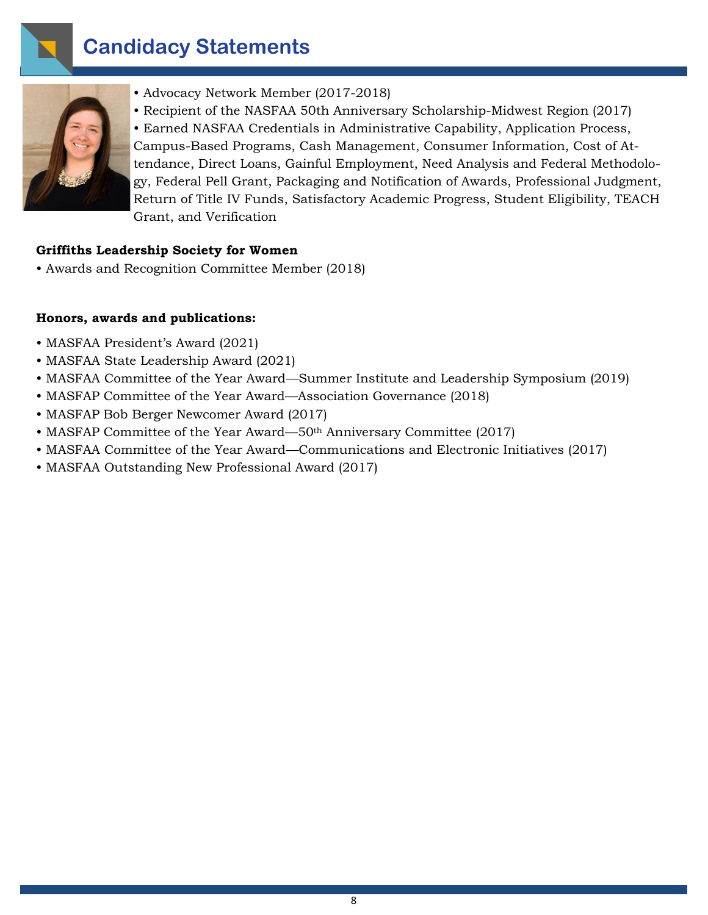# Candidacy Statements

- Advocacy Network Member (2017-2018)
- Recipient of the NASFAA 50th Anniversary Scholarship-Midwest Region (2017)
- Earned NASFAA Credentials in Administrative Capability, Application Process, Campus-Based Programs, Cash Management, Consumer Information, Cost of Attendance, Direct Loans, Gainful Employment, Need Analysis and Federal Methodology, Federal Pell Grant, Packaging and Notification of Awards, Professional Judgment, Return of Title IV Funds, Satisfactory Academic Progress, Student Eligibility, TEACH Grant, and Verification

**Griffiths Leadership Society for Women**

- Awards and Recognition Committee Member (2018)

**Honors, awards and publications:**

- MASFAA President's Award (2021)
- MASFAA State Leadership Award (2021)
- MASFAA Committee of the Year Award—Summer Institute and Leadership Symposium (2019)
- MASFAP Committee of the Year Award—Association Governance (2018)
- MASFAP Bob Berger Newcomer Award (2017)
- MASFAP Committee of the Year Award—50th Anniversary Committee (2017)
- MASFAA Committee of the Year Award—Communications and Electronic Initiatives (2017)
- MASFAA Outstanding New Professional Award (2017)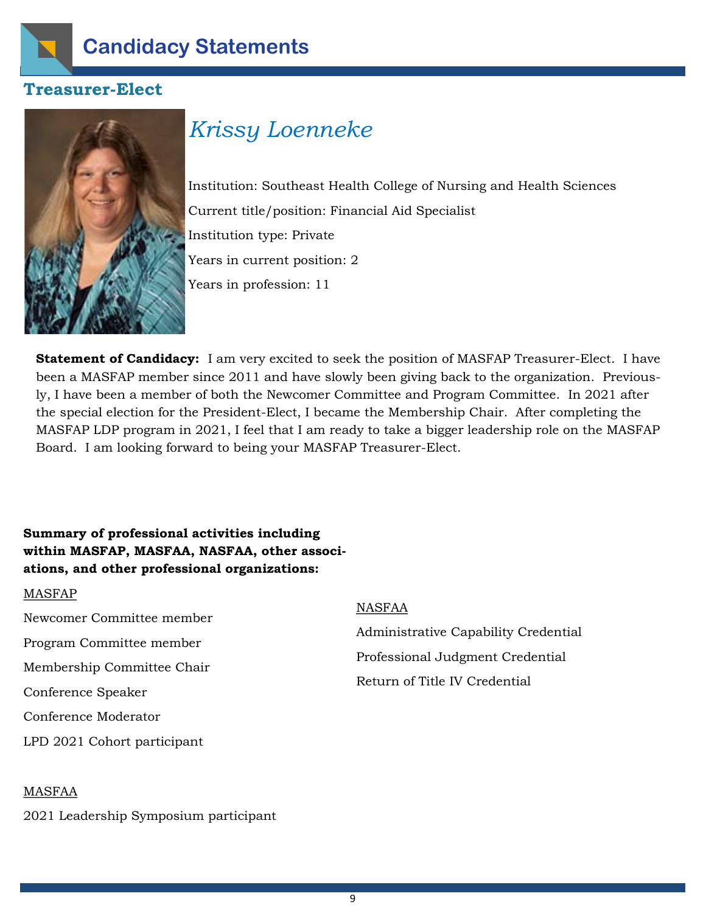# Candidacy Statements

## Treasurer-Elect

### *Krissy Loenneke*

Institution: Southeast Health College of Nursing and Health Sciences

Current title/position: Financial Aid Specialist

Institution type: Private

Years in current position: 2

Years in profession: 11

**Statement of Candidacy:** I am very excited to seek the position of MASFAP Treasurer-Elect. I have been a MASFAP member since 2011 and have slowly been giving back to the organization. Previously, I have been a member of both the Newcomer Committee and Program Committee. In 2021 after the special election for the President-Elect, I became the Membership Chair. After completing the MASFAP LDP program in 2021, I feel that I am ready to take a bigger leadership role on the MASFAP Board. I am looking forward to being your MASFAP Treasurer-Elect.

**Summary of professional activities including within MASFAP, MASFAA, NASFAA, other associations, and other professional organizations:**

<u>MASFAP</u>

Newcomer Committee member

Program Committee member

Membership Committee Chair

Conference Speaker

Conference Moderator

LPD 2021 Cohort participant

<u>MASFAA</u>

2021 Leadership Symposium participant

<u>NASFAA</u>

Administrative Capability Credential

Professional Judgment Credential

Return of Title IV Credential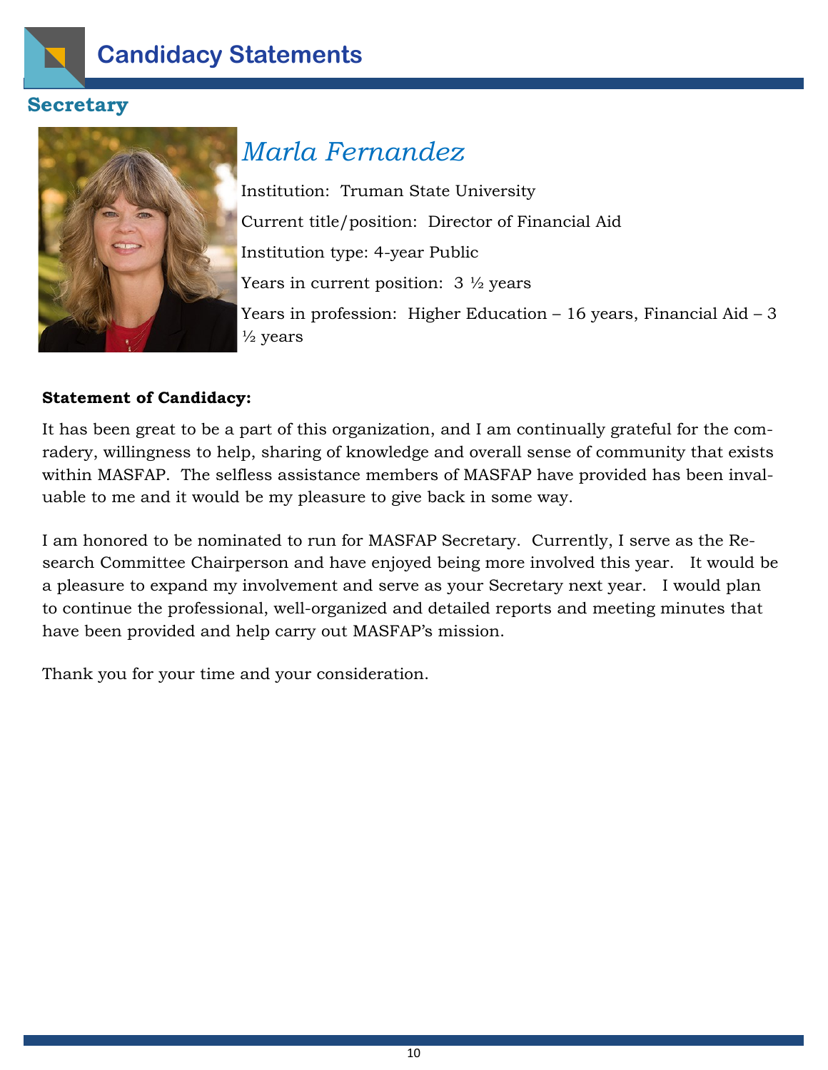# Candidacy Statements

## Secretary

### *Marla Fernandez*

Institution: Truman State University

Current title/position: Director of Financial Aid

Institution type: 4-year Public

Years in current position: 3 ½ years

Years in profession: Higher Education – 16 years, Financial Aid – 3 ½ years

**Statement of Candidacy:**

It has been great to be a part of this organization, and I am continually grateful for the comradery, willingness to help, sharing of knowledge and overall sense of community that exists within MASFAP. The selfless assistance members of MASFAP have provided has been invaluable to me and it would be my pleasure to give back in some way.

I am honored to be nominated to run for MASFAP Secretary. Currently, I serve as the Research Committee Chairperson and have enjoyed being more involved this year. It would be a pleasure to expand my involvement and serve as your Secretary next year. I would plan to continue the professional, well-organized and detailed reports and meeting minutes that have been provided and help carry out MASFAP's mission.

Thank you for your time and your consideration.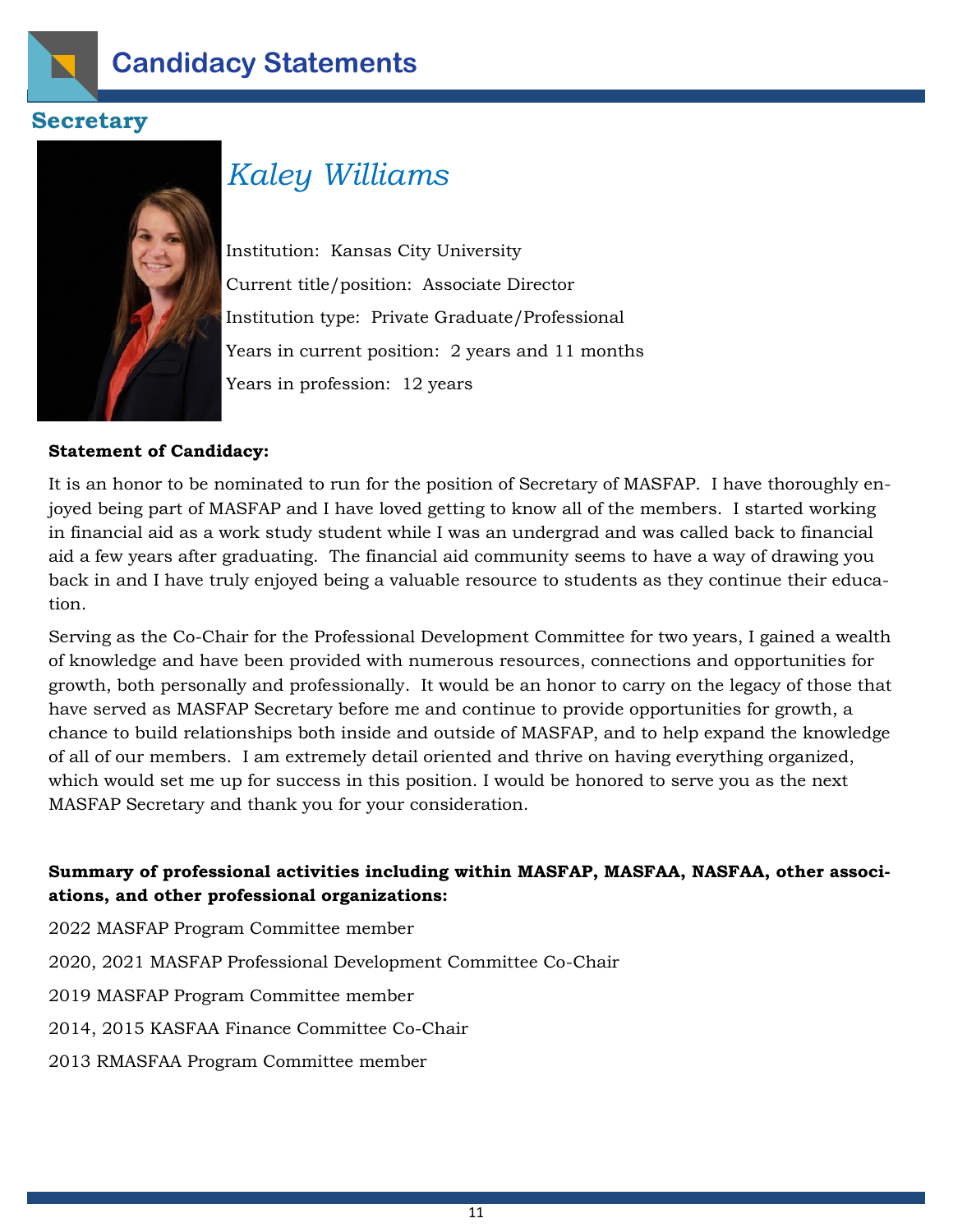# Candidacy Statements

## Secretary

### *Kaley Williams*

Institution: Kansas City University

Current title/position: Associate Director

Institution type: Private Graduate/Professional

Years in current position: 2 years and 11 months

Years in profession: 12 years

**Statement of Candidacy:**

It is an honor to be nominated to run for the position of Secretary of MASFAP. I have thoroughly enjoyed being part of MASFAP and I have loved getting to know all of the members. I started working in financial aid as a work study student while I was an undergrad and was called back to financial aid a few years after graduating. The financial aid community seems to have a way of drawing you back in and I have truly enjoyed being a valuable resource to students as they continue their education.

Serving as the Co-Chair for the Professional Development Committee for two years, I gained a wealth of knowledge and have been provided with numerous resources, connections and opportunities for growth, both personally and professionally. It would be an honor to carry on the legacy of those that have served as MASFAP Secretary before me and continue to provide opportunities for growth, a chance to build relationships both inside and outside of MASFAP, and to help expand the knowledge of all of our members. I am extremely detail oriented and thrive on having everything organized, which would set me up for success in this position. I would be honored to serve you as the next MASFAP Secretary and thank you for your consideration.

**Summary of professional activities including within MASFAP, MASFAA, NASFAA, other associations, and other professional organizations:**

2022 MASFAP Program Committee member

2020, 2021 MASFAP Professional Development Committee Co-Chair

2019 MASFAP Program Committee member

2014, 2015 KASFAA Finance Committee Co-Chair

2013 RMASFAA Program Committee member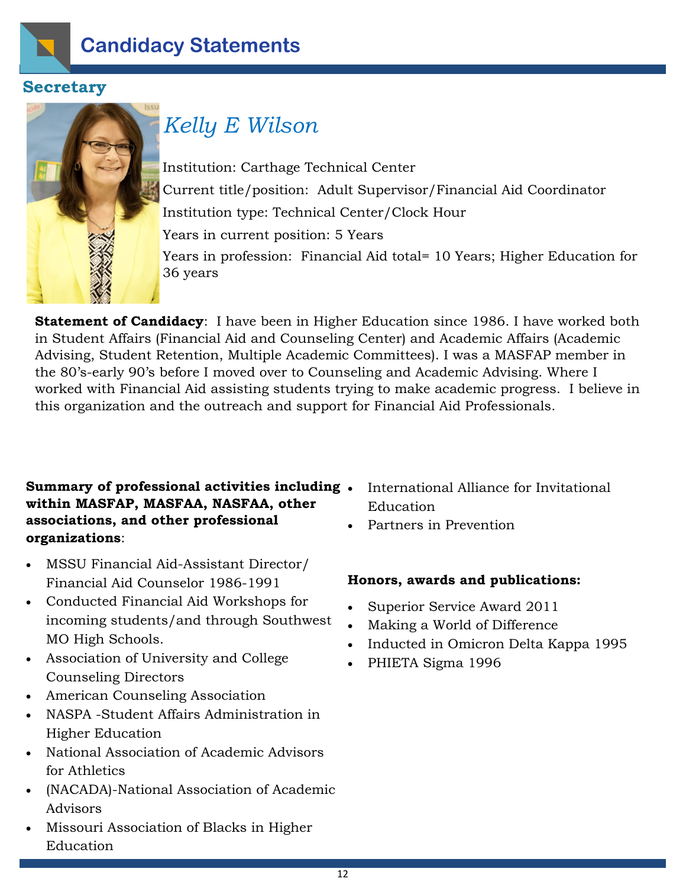# Candidacy Statements

## Secretary

### *Kelly E Wilson*

Institution: Carthage Technical Center

Current title/position: Adult Supervisor/Financial Aid Coordinator

Institution type: Technical Center/Clock Hour

Years in current position: 5 Years

Years in profession: Financial Aid total= 10 Years; Higher Education for 36 years

**Statement of Candidacy**: I have been in Higher Education since 1986. I have worked both in Student Affairs (Financial Aid and Counseling Center) and Academic Affairs (Academic Advising, Student Retention, Multiple Academic Committees). I was a MASFAP member in the 80's-early 90's before I moved over to Counseling and Academic Advising. Where I worked with Financial Aid assisting students trying to make academic progress. I believe in this organization and the outreach and support for Financial Aid Professionals.

**Summary of professional activities including within MASFAP, MASFAA, NASFAA, other associations, and other professional organizations**:

- MSSU Financial Aid-Assistant Director/ Financial Aid Counselor 1986-1991
- Conducted Financial Aid Workshops for incoming students/and through Southwest MO High Schools.
- Association of University and College Counseling Directors
- American Counseling Association
- NASPA -Student Affairs Administration in Higher Education
- National Association of Academic Advisors for Athletics
- (NACADA)-National Association of Academic Advisors
- Missouri Association of Blacks in Higher Education
- International Alliance for Invitational Education
- Partners in Prevention

**Honors, awards and publications:**

- Superior Service Award 2011
- Making a World of Difference
- Inducted in Omicron Delta Kappa 1995
- PHIETA Sigma 1996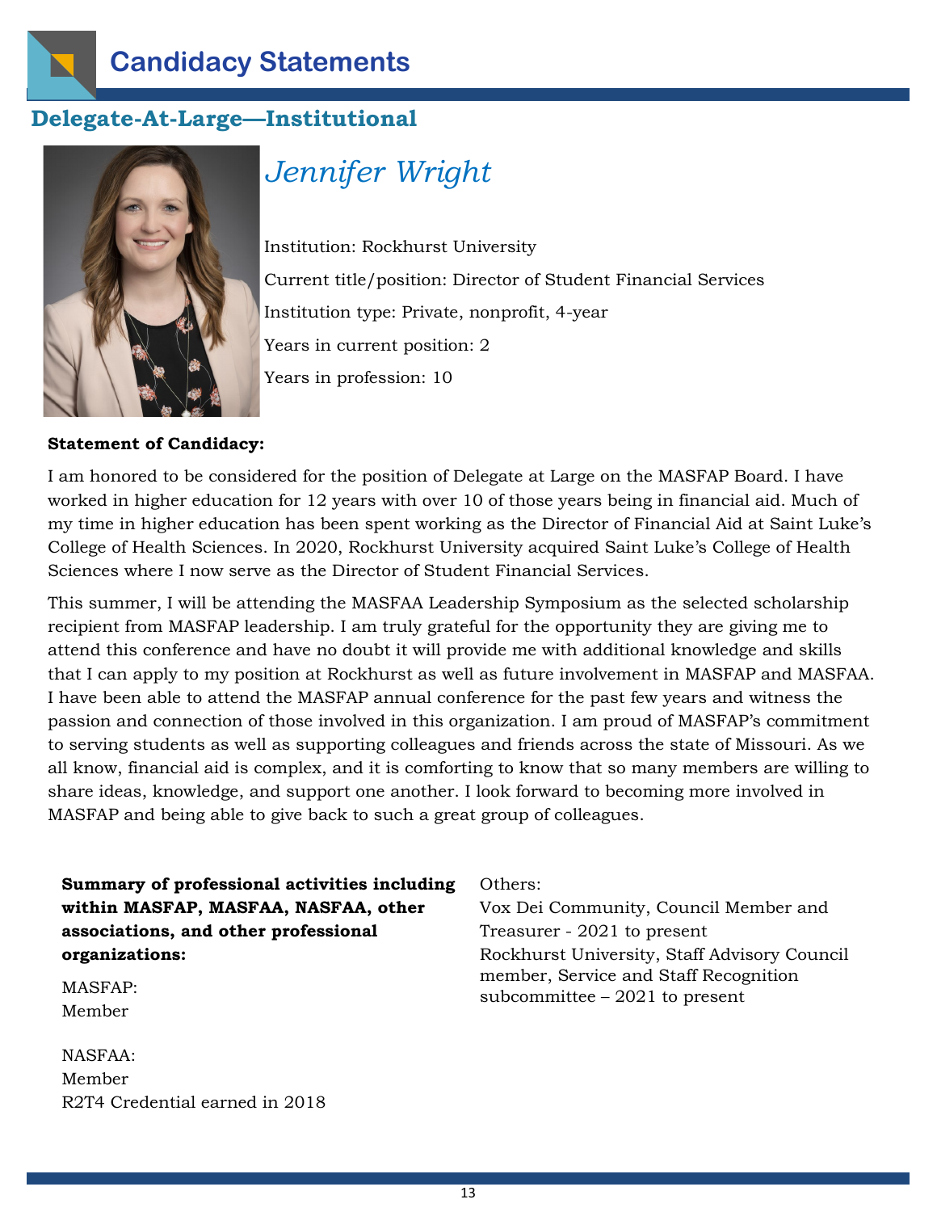# Candidacy Statements

## Delegate-At-Large—Institutional

### *Jennifer Wright*

Institution: Rockhurst University

Current title/position: Director of Student Financial Services

Institution type: Private, nonprofit, 4-year

Years in current position: 2

Years in profession: 10

**Statement of Candidacy:**

I am honored to be considered for the position of Delegate at Large on the MASFAP Board. I have worked in higher education for 12 years with over 10 of those years being in financial aid. Much of my time in higher education has been spent working as the Director of Financial Aid at Saint Luke's College of Health Sciences. In 2020, Rockhurst University acquired Saint Luke's College of Health Sciences where I now serve as the Director of Student Financial Services.

This summer, I will be attending the MASFAA Leadership Symposium as the selected scholarship recipient from MASFAP leadership. I am truly grateful for the opportunity they are giving me to attend this conference and have no doubt it will provide me with additional knowledge and skills that I can apply to my position at Rockhurst as well as future involvement in MASFAP and MASFAA. I have been able to attend the MASFAP annual conference for the past few years and witness the passion and connection of those involved in this organization. I am proud of MASFAP's commitment to serving students as well as supporting colleagues and friends across the state of Missouri. As we all know, financial aid is complex, and it is comforting to know that so many members are willing to share ideas, knowledge, and support one another. I look forward to becoming more involved in MASFAP and being able to give back to such a great group of colleagues.

**Summary of professional activities including within MASFAP, MASFAA, NASFAA, other associations, and other professional organizations:**

MASFAP:
Member

NASFAA:
Member
R2T4 Credential earned in 2018

Others:
Vox Dei Community, Council Member and Treasurer - 2021 to present
Rockhurst University, Staff Advisory Council member, Service and Staff Recognition subcommittee – 2021 to present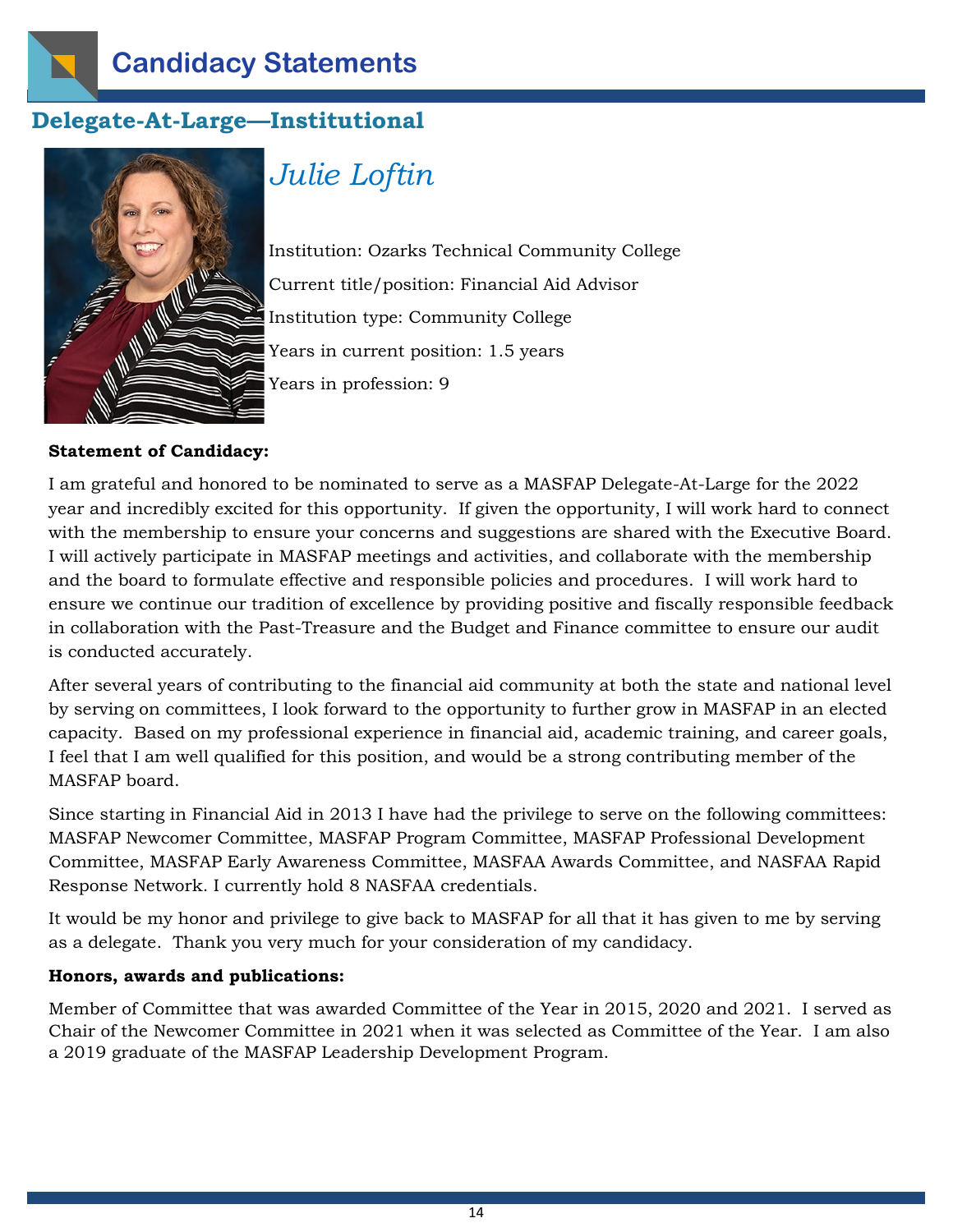# Candidacy Statements

## Delegate-At-Large—Institutional

### *Julie Loftin*

Institution: Ozarks Technical Community College

Current title/position: Financial Aid Advisor

Institution type: Community College

Years in current position: 1.5 years

Years in profession: 9

**Statement of Candidacy:**

I am grateful and honored to be nominated to serve as a MASFAP Delegate-At-Large for the 2022 year and incredibly excited for this opportunity. If given the opportunity, I will work hard to connect with the membership to ensure your concerns and suggestions are shared with the Executive Board. I will actively participate in MASFAP meetings and activities, and collaborate with the membership and the board to formulate effective and responsible policies and procedures. I will work hard to ensure we continue our tradition of excellence by providing positive and fiscally responsible feedback in collaboration with the Past-Treasure and the Budget and Finance committee to ensure our audit is conducted accurately.

After several years of contributing to the financial aid community at both the state and national level by serving on committees, I look forward to the opportunity to further grow in MASFAP in an elected capacity. Based on my professional experience in financial aid, academic training, and career goals, I feel that I am well qualified for this position, and would be a strong contributing member of the MASFAP board.

Since starting in Financial Aid in 2013 I have had the privilege to serve on the following committees: MASFAP Newcomer Committee, MASFAP Program Committee, MASFAP Professional Development Committee, MASFAP Early Awareness Committee, MASFAA Awards Committee, and NASFAA Rapid Response Network. I currently hold 8 NASFAA credentials.

It would be my honor and privilege to give back to MASFAP for all that it has given to me by serving as a delegate. Thank you very much for your consideration of my candidacy.

**Honors, awards and publications:**

Member of Committee that was awarded Committee of the Year in 2015, 2020 and 2021. I served as Chair of the Newcomer Committee in 2021 when it was selected as Committee of the Year. I am also a 2019 graduate of the MASFAP Leadership Development Program.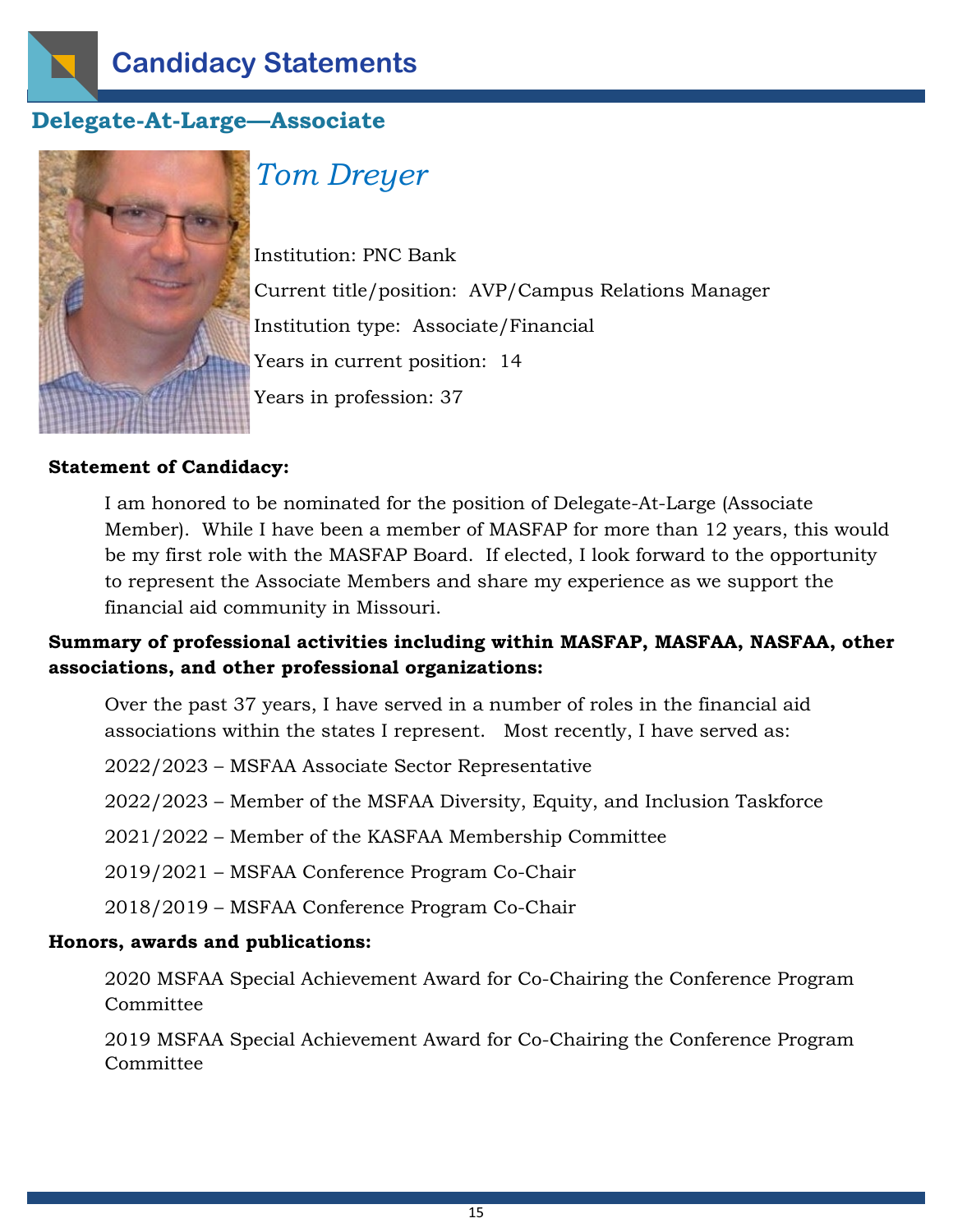# Candidacy Statements

## Delegate-At-Large—Associate

### *Tom Dreyer*

Institution: PNC Bank

Current title/position: AVP/Campus Relations Manager

Institution type: Associate/Financial

Years in current position: 14

Years in profession: 37

**Statement of Candidacy:**

I am honored to be nominated for the position of Delegate-At-Large (Associate Member). While I have been a member of MASFAP for more than 12 years, this would be my first role with the MASFAP Board. If elected, I look forward to the opportunity to represent the Associate Members and share my experience as we support the financial aid community in Missouri.

**Summary of professional activities including within MASFAP, MASFAA, NASFAA, other associations, and other professional organizations:**

Over the past 37 years, I have served in a number of roles in the financial aid associations within the states I represent. Most recently, I have served as:

2022/2023 – MSFAA Associate Sector Representative

2022/2023 – Member of the MSFAA Diversity, Equity, and Inclusion Taskforce

2021/2022 – Member of the KASFAA Membership Committee

2019/2021 – MSFAA Conference Program Co-Chair

2018/2019 – MSFAA Conference Program Co-Chair

**Honors, awards and publications:**

2020 MSFAA Special Achievement Award for Co-Chairing the Conference Program Committee

2019 MSFAA Special Achievement Award for Co-Chairing the Conference Program Committee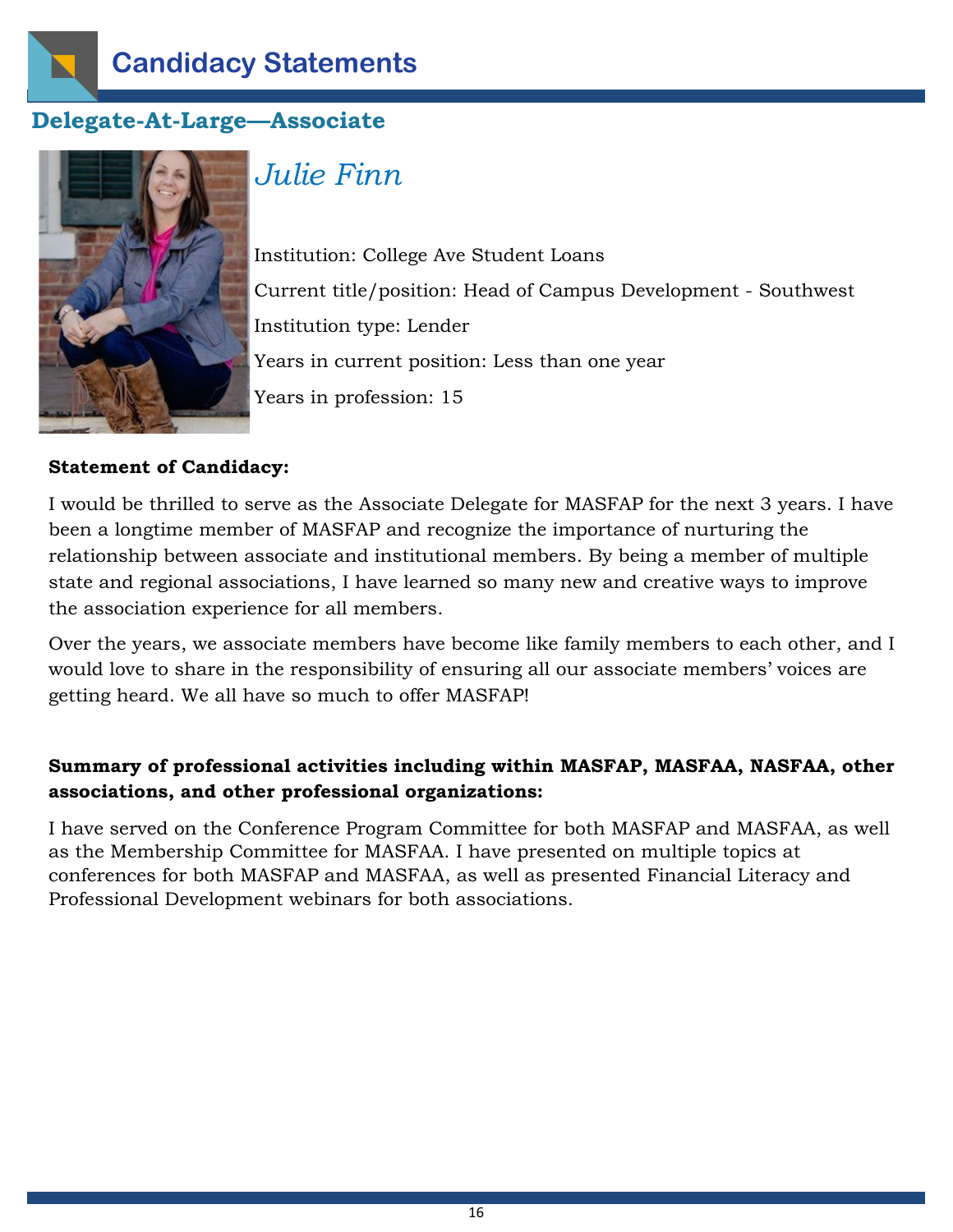# Candidacy Statements

## Delegate-At-Large—Associate

### *Julie Finn*

Institution: College Ave Student Loans

Current title/position: Head of Campus Development - Southwest

Institution type: Lender

Years in current position: Less than one year

Years in profession: 15

**Statement of Candidacy:**

I would be thrilled to serve as the Associate Delegate for MASFAP for the next 3 years. I have been a longtime member of MASFAP and recognize the importance of nurturing the relationship between associate and institutional members. By being a member of multiple state and regional associations, I have learned so many new and creative ways to improve the association experience for all members.

Over the years, we associate members have become like family members to each other, and I would love to share in the responsibility of ensuring all our associate members' voices are getting heard. We all have so much to offer MASFAP!

**Summary of professional activities including within MASFAP, MASFAA, NASFAA, other associations, and other professional organizations:**

I have served on the Conference Program Committee for both MASFAP and MASFAA, as well as the Membership Committee for MASFAA. I have presented on multiple topics at conferences for both MASFAP and MASFAA, as well as presented Financial Literacy and Professional Development webinars for both associations.